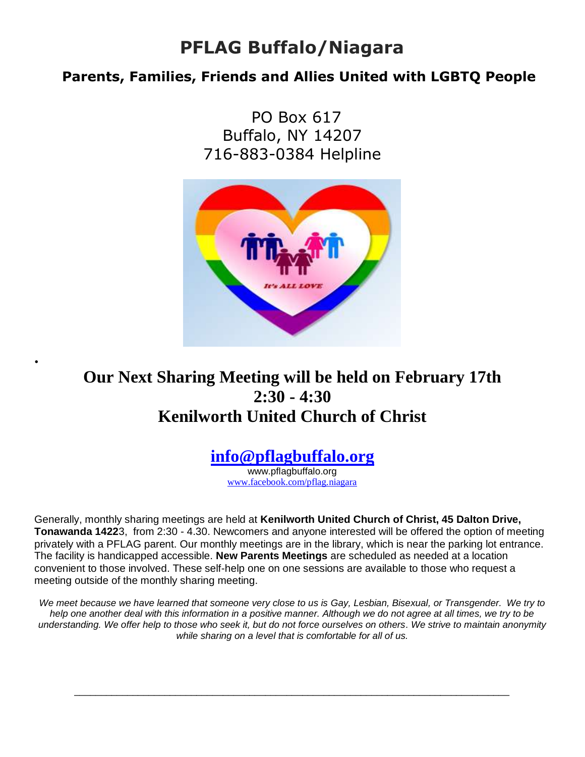# PFLAG Buffalo/Niagara

## Parents, Families, Friends and Allies United with LGBTQ People

PO Box 617
Buffalo, NY 14207
716-883-0384 Helpline

•

## Our Next Sharing Meeting will be held on February 17th 2:30 - 4:30 Kenilworth United Church of Christ

**info@pflagbuffalo.org**
www.pflagbuffalo.org
www.facebook.com/pflag.niagara

Generally, monthly sharing meetings are held at **Kenilworth United Church of Christ, 45 Dalton Drive, Tonawanda 1422**3, from 2:30 - 4.30. Newcomers and anyone interested will be offered the option of meeting privately with a PFLAG parent. Our monthly meetings are in the library, which is near the parking lot entrance. The facility is handicapped accessible. **New Parents Meetings** are scheduled as needed at a location convenient to those involved. These self-help one on one sessions are available to those who request a meeting outside of the monthly sharing meeting.

*We meet because we have learned that someone very close to us is Gay, Lesbian, Bisexual, or Transgender. We try to help one another deal with this information in a positive manner. Although we do not agree at all times, we try to be understanding. We offer help to those who seek it, but do not force ourselves on others. We strive to maintain anonymity while sharing on a level that is comfortable for all of us.*

---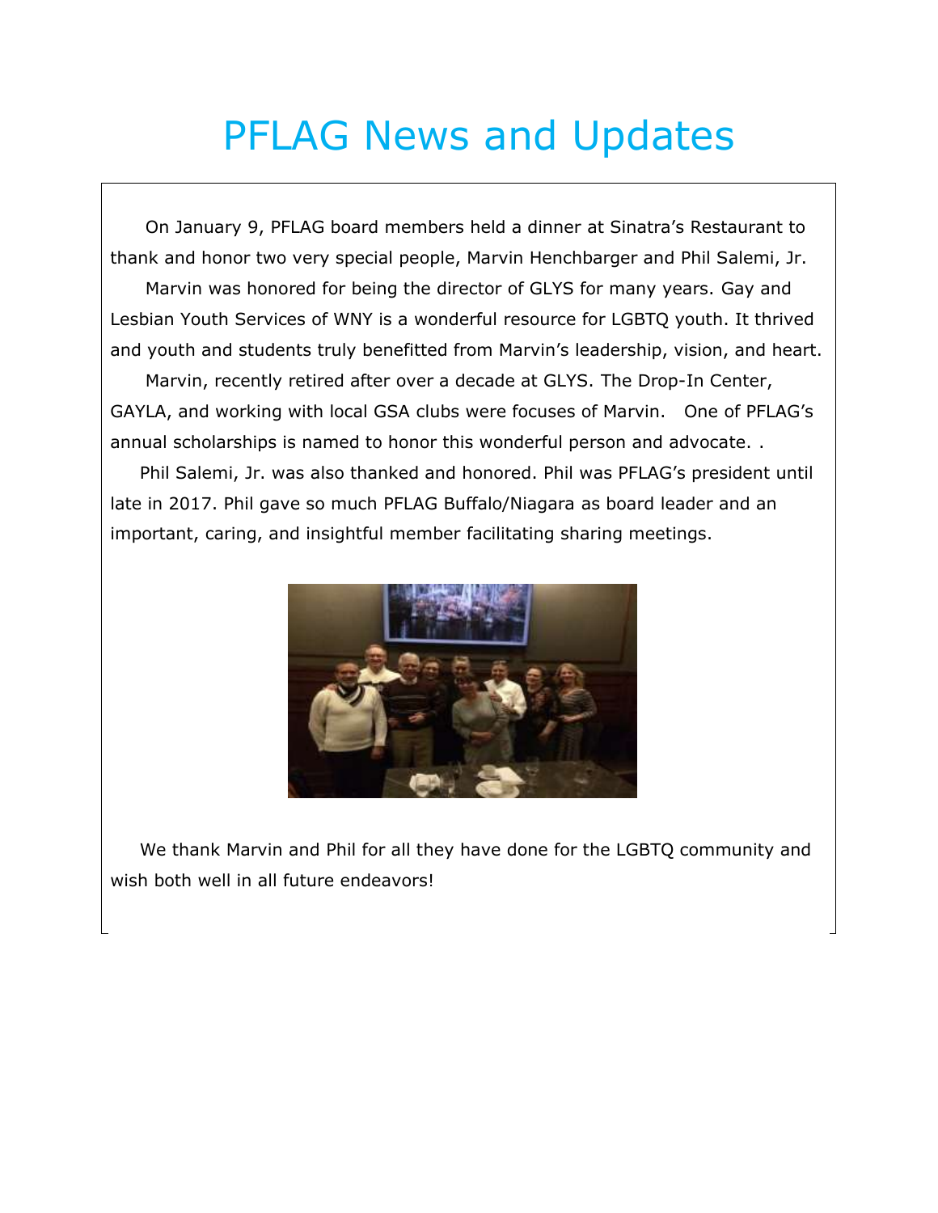# PFLAG News and Updates

On January 9, PFLAG board members held a dinner at Sinatra's Restaurant to thank and honor two very special people, Marvin Henchbarger and Phil Salemi, Jr.

Marvin was honored for being the director of GLYS for many years. Gay and Lesbian Youth Services of WNY is a wonderful resource for LGBTQ youth. It thrived and youth and students truly benefitted from Marvin's leadership, vision, and heart.

Marvin, recently retired after over a decade at GLYS. The Drop-In Center, GAYLA, and working with local GSA clubs were focuses of Marvin. One of PFLAG's annual scholarships is named to honor this wonderful person and advocate. .

Phil Salemi, Jr. was also thanked and honored. Phil was PFLAG's president until late in 2017. Phil gave so much PFLAG Buffalo/Niagara as board leader and an important, caring, and insightful member facilitating sharing meetings.

We thank Marvin and Phil for all they have done for the LGBTQ community and wish both well in all future endeavors!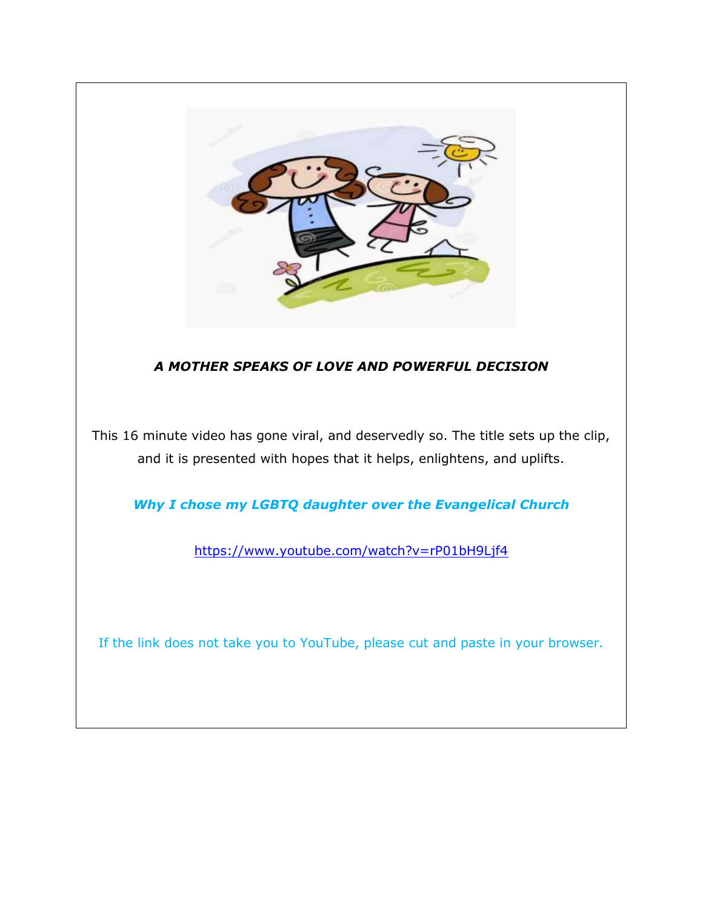***A MOTHER SPEAKS OF LOVE AND POWERFUL DECISION***

This 16 minute video has gone viral, and deservedly so. The title sets up the clip, and it is presented with hopes that it helps, enlightens, and uplifts.

***Why I chose my LGBTQ daughter over the Evangelical Church***

https://www.youtube.com/watch?v=rP01bH9Ljf4

If the link does not take you to YouTube, please cut and paste in your browser.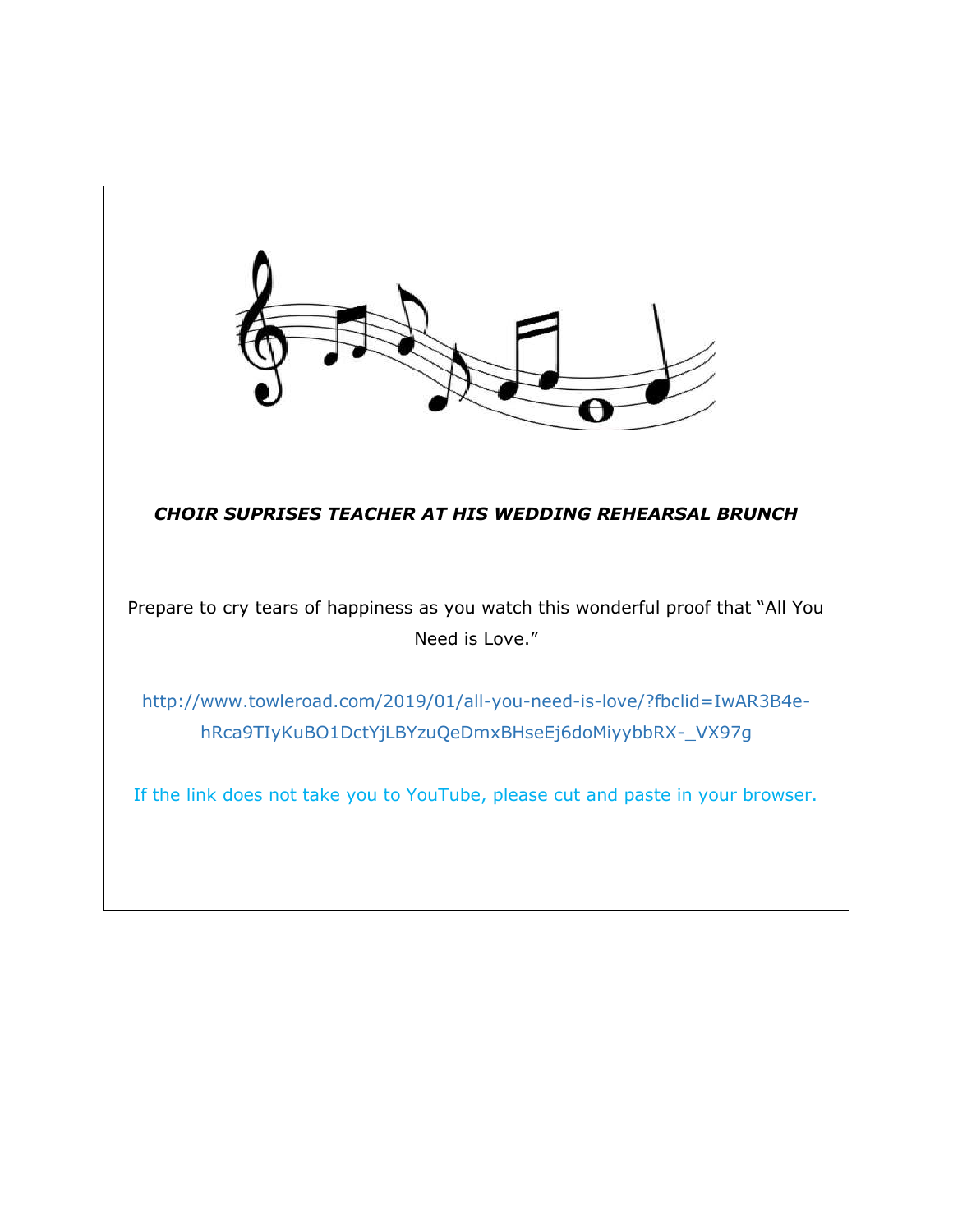***CHOIR SUPRISES TEACHER AT HIS WEDDING REHEARSAL BRUNCH***

Prepare to cry tears of happiness as you watch this wonderful proof that "All You Need is Love."

http://www.towleroad.com/2019/01/all-you-need-is-love/?fbclid=IwAR3B4e-hRca9TIyKuBO1DctYjLBYzuQeDmxBHseEj6doMiyybbRX-_VX97g

If the link does not take you to YouTube, please cut and paste in your browser.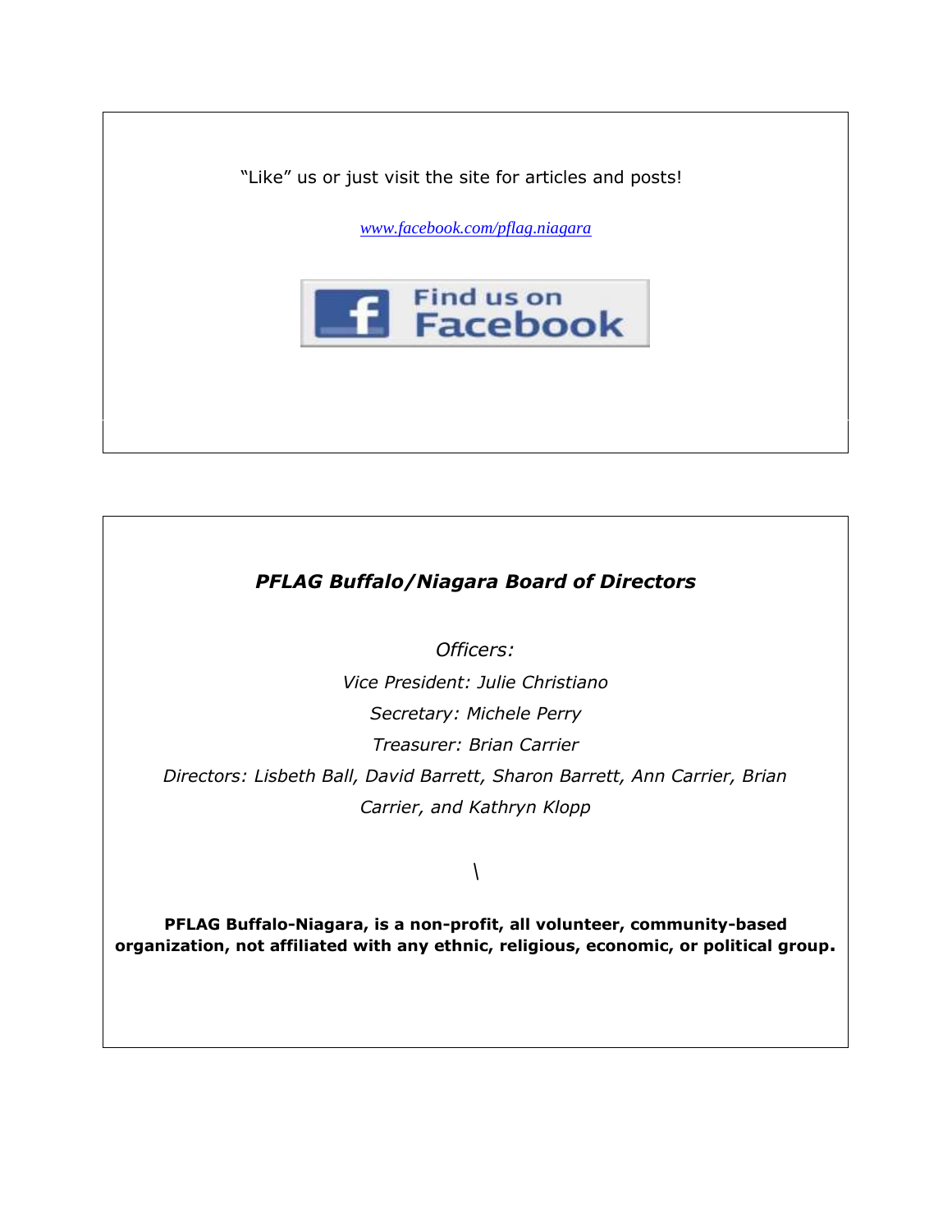"Like" us or just visit the site for articles and posts!

*www.facebook.com/pflag.niagara*

Find us on Facebook

***PFLAG Buffalo/Niagara Board of Directors***

*Officers:*

*Vice President: Julie Christiano*

*Secretary: Michele Perry*

*Treasurer: Brian Carrier*

*Directors: Lisbeth Ball, David Barrett, Sharon Barrett, Ann Carrier, Brian Carrier, and Kathryn Klopp*

\

**PFLAG Buffalo-Niagara, is a non-profit, all volunteer, community-based organization, not affiliated with any ethnic, religious, economic, or political group.**